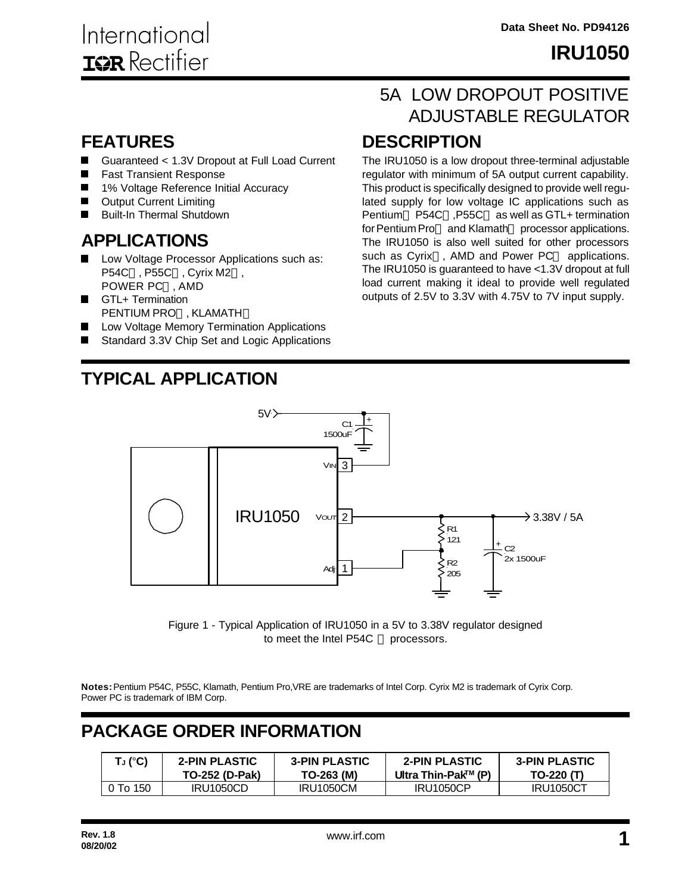# IRU1050

## 5A LOW DROPOUT POSITIVE ADJUSTABLE REGULATOR

## FEATURES

- Guaranteed < 1.3V Dropout at Full Load Current
- Fast Transient Response
- 1% Voltage Reference Initial Accuracy
- Output Current Limiting
- Built-In Thermal Shutdown

## APPLICATIONS

- Low Voltage Processor Applications such as: P54C , P55C , Cyrix M2 , POWER PC , AMD
- GTL+ Termination PENTIUM PRO , KLAMATH
- Low Voltage Memory Termination Applications
- Standard 3.3V Chip Set and Logic Applications

## DESCRIPTION

The IRU1050 is a low dropout three-terminal adjustable regulator with minimum of 5A output current capability. This product is specifically designed to provide well regulated supply for low voltage IC applications such as Pentium P54C ,P55C as well as GTL+ termination for Pentium Pro and Klamath processor applications. The IRU1050 is also well suited for other processors such as Cyrix , AMD and Power PC applications. The IRU1050 is guaranteed to have <1.3V dropout at full load current making it ideal to provide well regulated outputs of 2.5V to 3.3V with 4.75V to 7V input supply.

## TYPICAL APPLICATION

5V, C1 1500uF, VIN 3, IRU1050, VOUT 2, Adj 1, R1 121, R2 205, C2 2x 1500uF, 3.38V / 5A

Figure 1 - Typical Application of IRU1050 in a 5V to 3.38V regulator designed to meet the Intel P54C processors.

**Notes:** Pentium P54C, P55C, Klamath, Pentium Pro,VRE are trademarks of Intel Corp. Cyrix M2 is trademark of Cyrix Corp. Power PC is trademark of IBM Corp.

## PACKAGE ORDER INFORMATION

| $T_J$ (°C) | 2-PIN PLASTIC TO-252 (D-Pak) | 3-PIN PLASTIC TO-263 (M) | 2-PIN PLASTIC Ultra Thin-Pak™ (P) | 3-PIN PLASTIC TO-220 (T) |
|---|---|---|---|---|
| 0 To 150 | IRU1050CD | IRU1050CM | IRU1050CP | IRU1050CT |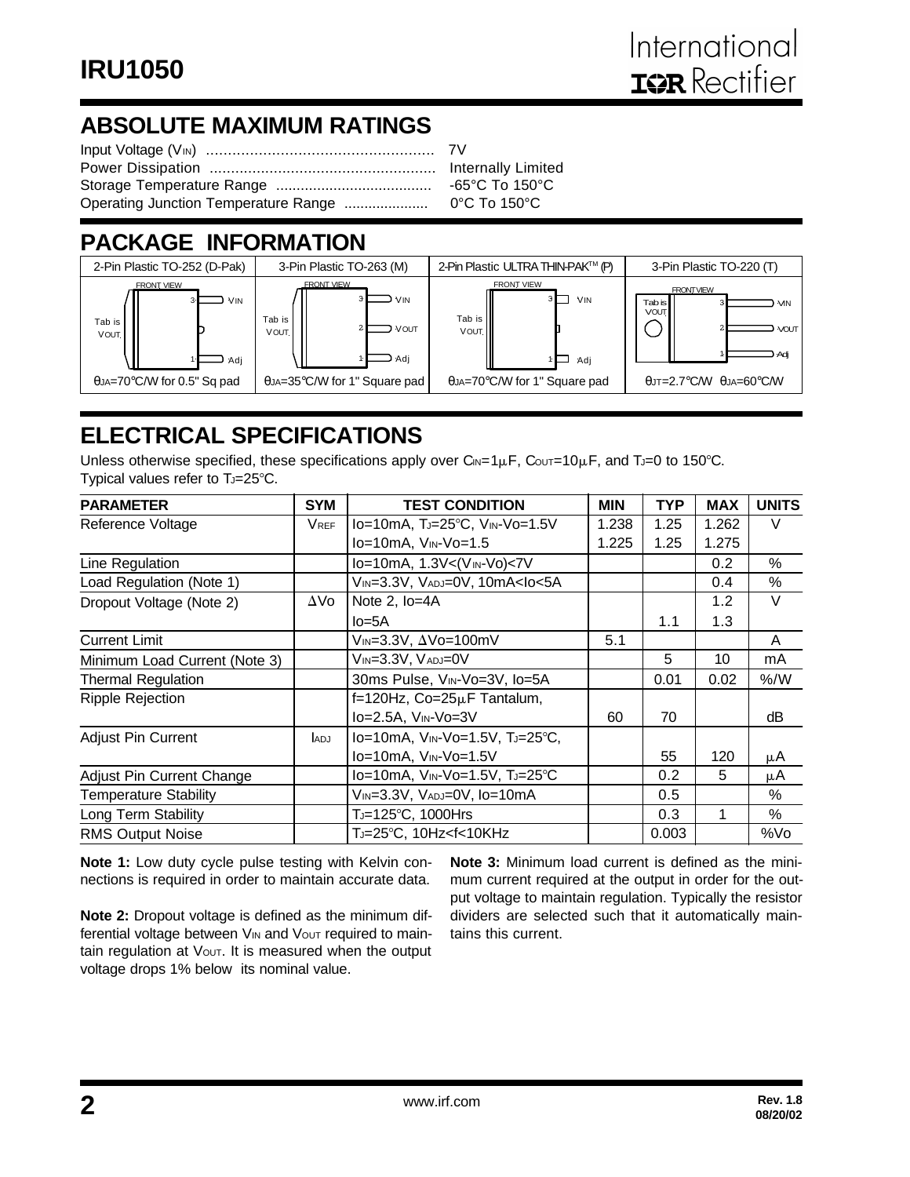## ABSOLUTE MAXIMUM RATINGS

Input Voltage ($V_{IN}$) ..................................................... 7V
Power Dissipation ..................................................... Internally Limited
Storage Temperature Range ..................................... -65°C To 150°C
Operating Junction Temperature Range ..................... 0°C To 150°C

## PACKAGE INFORMATION

| 2-Pin Plastic TO-252 (D-Pak) | 3-Pin Plastic TO-263 (M) | 2-Pin Plastic ULTRA THIN-PAK™ (P) | 3-Pin Plastic TO-220 (T) |
|---|---|---|---|
| FRONT VIEW; Tab is VOUT; 3 VIN; 1 Adj | FRONT VIEW; Tab is VOUT; 3 VIN; 2 VOUT; 1 Adj | FRONT VIEW; Tab is VOUT; 3 VIN; 1 Adj | FRONT VIEW; Tab is VOUT; 3 VIN; 2 VOUT; 1 Adj |
| $\theta_{JA}$=70°C/W for 0.5" Sq pad | $\theta_{JA}$=35°C/W for 1" Square pad | $\theta_{JA}$=70°C/W for 1" Square pad | $\theta_{JT}$=2.7°C/W $\theta_{JA}$=60°C/W |

## ELECTRICAL SPECIFICATIONS

Unless otherwise specified, these specifications apply over $C_{IN}$=1µF, $C_{OUT}$=10µF, and $T_J$=0 to 150°C. Typical values refer to $T_J$=25°C.

| PARAMETER | SYM | TEST CONDITION | MIN | TYP | MAX | UNITS |
|---|---|---|---|---|---|---|
| Reference Voltage | $V_{REF}$ | Io=10mA, $T_J$=25°C, $V_{IN}$-Vo=1.5V | 1.238 | 1.25 | 1.262 | V |
| | | Io=10mA, $V_{IN}$-Vo=1.5 | 1.225 | 1.25 | 1.275 | |
| Line Regulation | | Io=10mA, 1.3V<($V_{IN}$-Vo)<7V | | | 0.2 | % |
| Load Regulation (Note 1) | | $V_{IN}$=3.3V, $V_{ADJ}$=0V, 10mA<Io<5A | | | 0.4 | % |
| Dropout Voltage (Note 2) | ΔVo | Note 2, Io=4A | | | 1.2 | V |
| | | Io=5A | | 1.1 | 1.3 | |
| Current Limit | | $V_{IN}$=3.3V, ΔVo=100mV | 5.1 | | | A |
| Minimum Load Current (Note 3) | | $V_{IN}$=3.3V, $V_{ADJ}$=0V | | 5 | 10 | mA |
| Thermal Regulation | | 30ms Pulse, $V_{IN}$-Vo=3V, Io=5A | | 0.01 | 0.02 | %/W |
| Ripple Rejection | | f=120Hz, Co=25µF Tantalum, | | | | |
| | | Io=2.5A, $V_{IN}$-Vo=3V | 60 | 70 | | dB |
| Adjust Pin Current | $I_{ADJ}$ | Io=10mA, $V_{IN}$-Vo=1.5V, $T_J$=25°C, | | | | |
| | | Io=10mA, $V_{IN}$-Vo=1.5V | | 55 | 120 | µA |
| Adjust Pin Current Change | | Io=10mA, $V_{IN}$-Vo=1.5V, $T_J$=25°C | | 0.2 | 5 | µA |
| Temperature Stability | | $V_{IN}$=3.3V, $V_{ADJ}$=0V, Io=10mA | | 0.5 | | % |
| Long Term Stability | | $T_J$=125°C, 1000Hrs | | 0.3 | 1 | % |
| RMS Output Noise | | $T_J$=25°C, 10Hz<f<10KHz | | 0.003 | | %Vo |

**Note 1:** Low duty cycle pulse testing with Kelvin connections is required in order to maintain accurate data.

**Note 2:** Dropout voltage is defined as the minimum differential voltage between $V_{IN}$ and $V_{OUT}$ required to maintain regulation at $V_{OUT}$. It is measured when the output voltage drops 1% below its nominal value.

**Note 3:** Minimum load current is defined as the minimum current required at the output in order for the output voltage to maintain regulation. Typically the resistor dividers are selected such that it automatically maintains this current.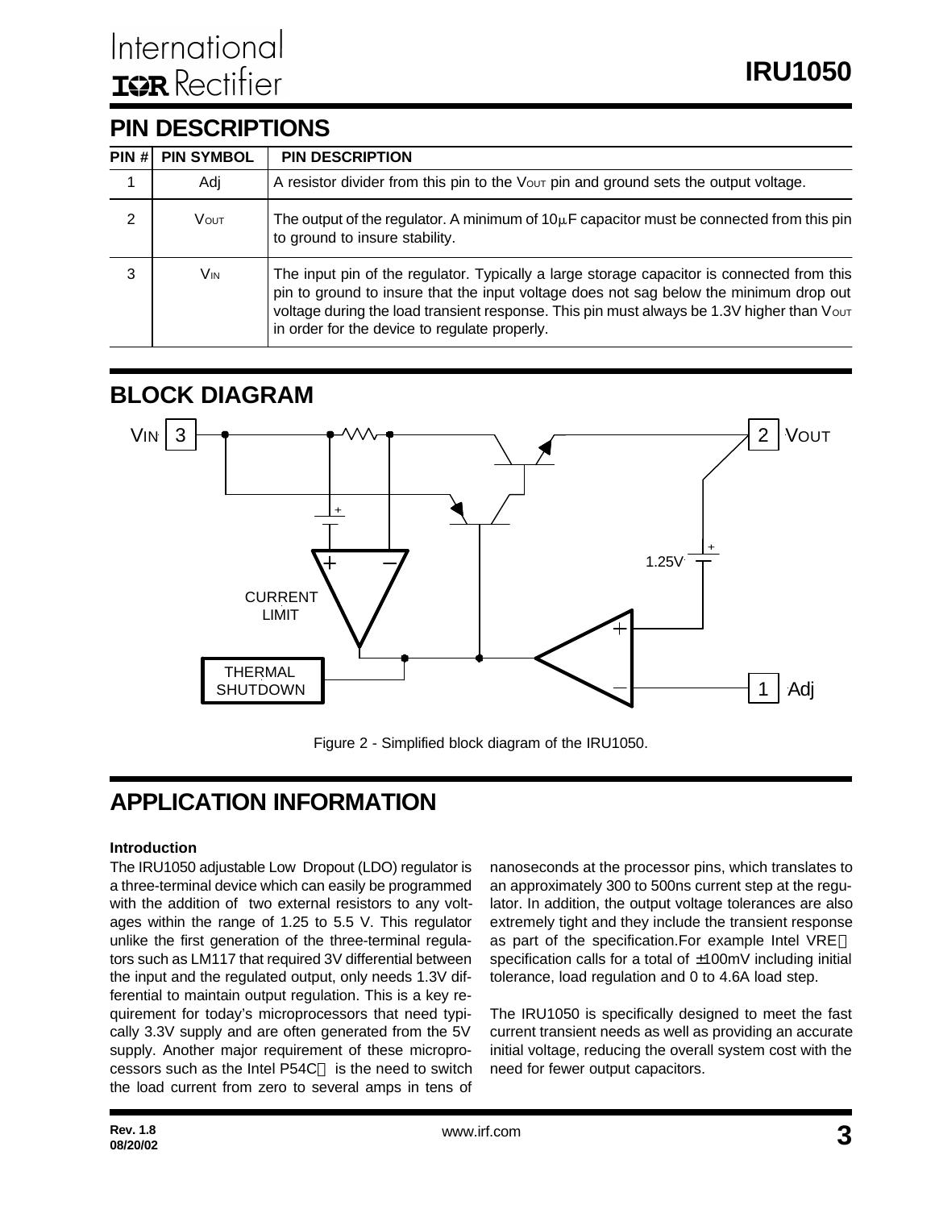## PIN DESCRIPTIONS

| PIN # | PIN SYMBOL | PIN DESCRIPTION |
|---|---|---|
| 1 | Adj | A resistor divider from this pin to the $V_{OUT}$ pin and ground sets the output voltage. |
| 2 | $V_{OUT}$ | The output of the regulator. A minimum of 10µF capacitor must be connected from this pin to ground to insure stability. |
| 3 | $V_{IN}$ | The input pin of the regulator. Typically a large storage capacitor is connected from this pin to ground to insure that the input voltage does not sag below the minimum drop out voltage during the load transient response. This pin must always be 1.3V higher than $V_{OUT}$ in order for the device to regulate properly. |

## BLOCK DIAGRAM

Figure 2 - Simplified block diagram of the IRU1050.

## APPLICATION INFORMATION

**Introduction**

The IRU1050 adjustable Low Dropout (LDO) regulator is a three-terminal device which can easily be programmed with the addition of two external resistors to any voltages within the range of 1.25 to 5.5 V. This regulator unlike the first generation of the three-terminal regulators such as LM117 that required 3V differential between the input and the regulated output, only needs 1.3V differential to maintain output regulation. This is a key requirement for today's microprocessors that need typically 3.3V supply and are often generated from the 5V supply. Another major requirement of these microprocessors such as the Intel P54C™ is the need to switch the load current from zero to several amps in tens of nanoseconds at the processor pins, which translates to an approximately 300 to 500ns current step at the regulator. In addition, the output voltage tolerances are also extremely tight and they include the transient response as part of the specification.For example Intel VRE™ specification calls for a total of ±100mV including initial tolerance, load regulation and 0 to 4.6A load step.

The IRU1050 is specifically designed to meet the fast current transient needs as well as providing an accurate initial voltage, reducing the overall system cost with the need for fewer output capacitors.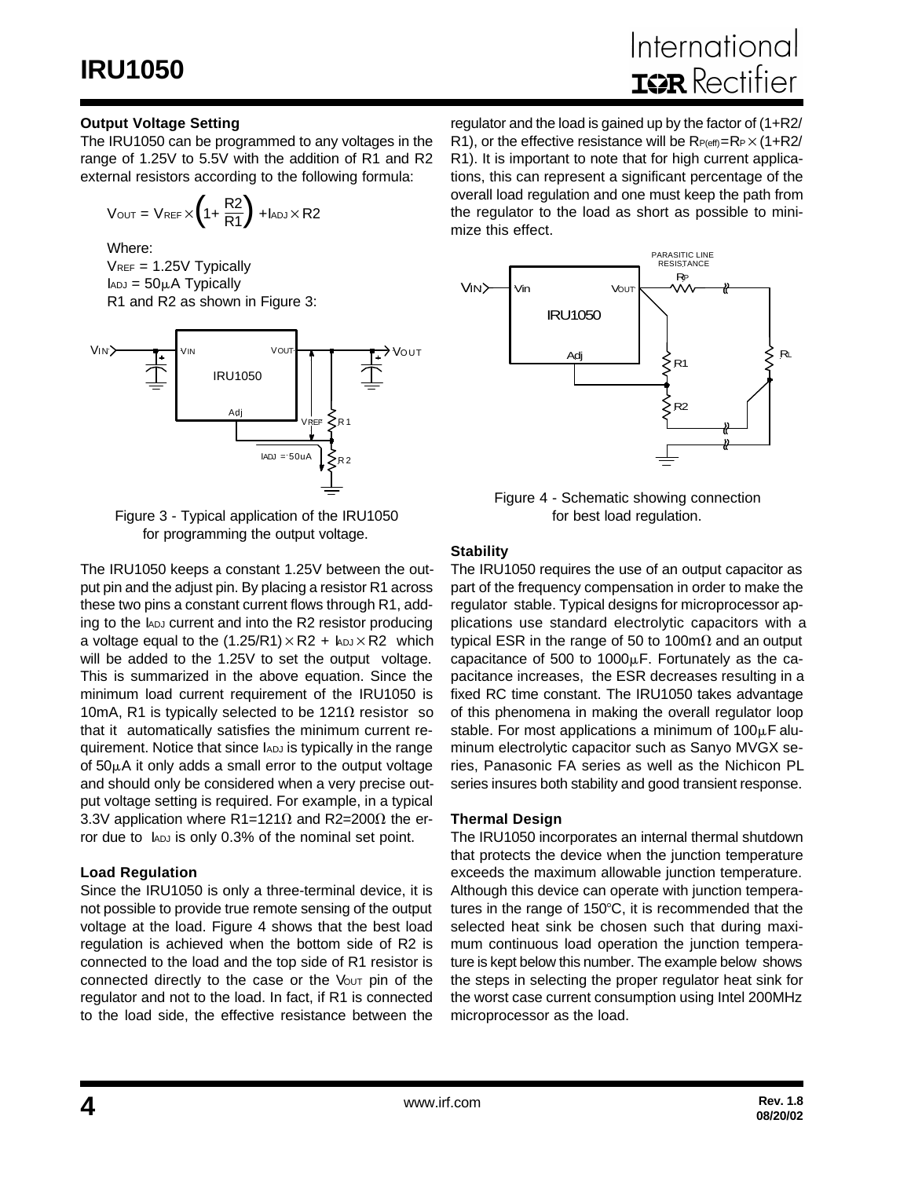### Output Voltage Setting

The IRU1050 can be programmed to any voltages in the range of 1.25V to 5.5V with the addition of R1 and R2 external resistors according to the following formula:

$$V_{OUT} = V_{REF} \times \left(1 + \frac{R2}{R1}\right) + I_{ADJ} \times R2$$

Where:
$V_{REF}$ = 1.25V Typically
$I_{ADJ}$ = 50µA Typically
R1 and R2 as shown in Figure 3:

Figure 3 - Typical application of the IRU1050 for programming the output voltage.

The IRU1050 keeps a constant 1.25V between the output pin and the adjust pin. By placing a resistor R1 across these two pins a constant current flows through R1, adding to the $I_{ADJ}$ current and into the R2 resistor producing a voltage equal to the $(1.25/R1) \times R2 + I_{ADJ} \times R2$ which will be added to the 1.25V to set the output voltage. This is summarized in the above equation. Since the minimum load current requirement of the IRU1050 is 10mA, R1 is typically selected to be 121Ω resistor so that it automatically satisfies the minimum current requirement. Notice that since $I_{ADJ}$ is typically in the range of 50µA it only adds a small error to the output voltage and should only be considered when a very precise output voltage setting is required. For example, in a typical 3.3V application where R1=121Ω and R2=200Ω the error due to $I_{ADJ}$ is only 0.3% of the nominal set point.

### Load Regulation

Since the IRU1050 is only a three-terminal device, it is not possible to provide true remote sensing of the output voltage at the load. Figure 4 shows that the best load regulation is achieved when the bottom side of R2 is connected to the load and the top side of R1 resistor is connected directly to the case or the $V_{OUT}$ pin of the regulator and not to the load. In fact, if R1 is connected to the load side, the effective resistance between the regulator and the load is gained up by the factor of (1+R2/R1), or the effective resistance will be $R_{P(eff)} = R_P \times (1+R2/R1)$. It is important to note that for high current applications, this can represent a significant percentage of the overall load regulation and one must keep the path from the regulator to the load as short as possible to minimize this effect.

Figure 4 - Schematic showing connection for best load regulation.

### Stability

The IRU1050 requires the use of an output capacitor as part of the frequency compensation in order to make the regulator stable. Typical designs for microprocessor applications use standard electrolytic capacitors with a typical ESR in the range of 50 to 100mΩ and an output capacitance of 500 to 1000µF. Fortunately as the capacitance increases, the ESR decreases resulting in a fixed RC time constant. The IRU1050 takes advantage of this phenomena in making the overall regulator loop stable. For most applications a minimum of 100µF aluminum electrolytic capacitor such as Sanyo MVGX series, Panasonic FA series as well as the Nichicon PL series insures both stability and good transient response.

### Thermal Design

The IRU1050 incorporates an internal thermal shutdown that protects the device when the junction temperature exceeds the maximum allowable junction temperature. Although this device can operate with junction temperatures in the range of 150°C, it is recommended that the selected heat sink be chosen such that during maximum continuous load operation the junction temperature is kept below this number. The example below shows the steps in selecting the proper regulator heat sink for the worst case current consumption using Intel 200MHz microprocessor as the load.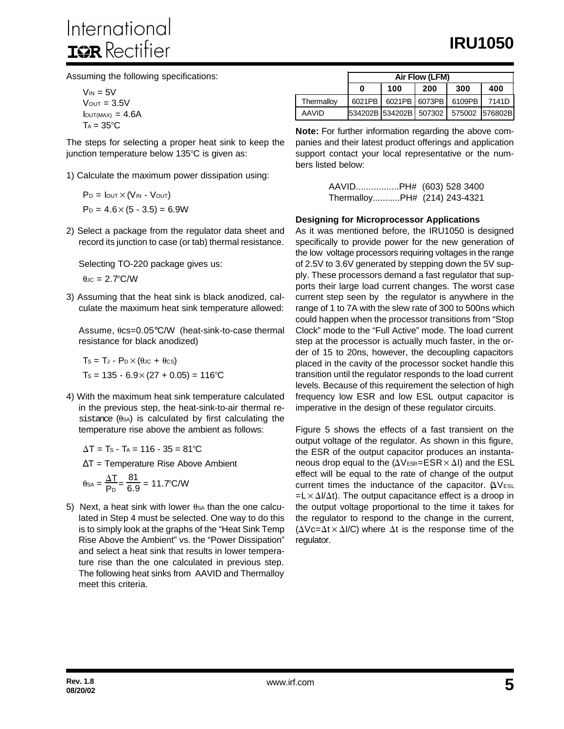Assuming the following specifications:

$V_{IN} = 5V$
$V_{OUT} = 3.5V$
$I_{OUT(MAX)} = 4.6A$
$T_A = 35°C$

The steps for selecting a proper heat sink to keep the junction temperature below 135°C is given as:

1) Calculate the maximum power dissipation using:

$$P_D = I_{OUT} \times (V_{IN} - V_{OUT})$$
$$P_D = 4.6 \times (5 - 3.5) = 6.9W$$

2) Select a package from the regulator data sheet and record its junction to case (or tab) thermal resistance.

Selecting TO-220 package gives us:

$\theta_{JC} = 2.7°C/W$

3) Assuming that the heat sink is black anodized, calculate the maximum heat sink temperature allowed:

Assume, $\theta_{CS}$=0.05°C/W (heat-sink-to-case thermal resistance for black anodized)

$$T_S = T_J - P_D \times (\theta_{JC} + \theta_{CS})$$
$$T_S = 135 - 6.9 \times (27 + 0.05) = 116°C$$

4) With the maximum heat sink temperature calculated in the previous step, the heat-sink-to-air thermal resistance ($\theta_{SA}$) is calculated by first calculating the temperature rise above the ambient as follows:

$$\Delta T = T_S - T_A = 116 - 35 = 81°C$$

$\Delta T$ = Temperature Rise Above Ambient

$$\theta_{SA} = \frac{\Delta T}{P_D} = \frac{81}{6.9} = 11.7°C/W$$

5) Next, a heat sink with lower $\theta_{SA}$ than the one calculated in Step 4 must be selected. One way to do this is to simply look at the graphs of the "Heat Sink Temp Rise Above the Ambient" vs. the "Power Dissipation" and select a heat sink that results in lower temperature rise than the one calculated in previous step. The following heat sinks from AAVID and Thermalloy meet this criteria.

| | Air Flow (LFM) | | | | |
|---|---|---|---|---|---|
| | 0 | 100 | 200 | 300 | 400 |
| Thermalloy | 6021PB | 6021PB | 6073PB | 6109PB | 7141D |
| AAVID | 534202B | 534202B | 507302 | 575002 | 576802B |

**Note:** For further information regarding the above companies and their latest product offerings and application support contact your local representative or the numbers listed below:

AAVID.................PH# (603) 528 3400
Thermalloy...........PH# (214) 243-4321

### Designing for Microprocessor Applications

As it was mentioned before, the IRU1050 is designed specifically to provide power for the new generation of the low voltage processors requiring voltages in the range of 2.5V to 3.6V generated by stepping down the 5V supply. These processors demand a fast regulator that supports their large load current changes. The worst case current step seen by the regulator is anywhere in the range of 1 to 7A with the slew rate of 300 to 500ns which could happen when the processor transitions from "Stop Clock" mode to the "Full Active" mode. The load current step at the processor is actually much faster, in the order of 15 to 20ns, however, the decoupling capacitors placed in the cavity of the processor socket handle this transition until the regulator responds to the load current levels. Because of this requirement the selection of high frequency low ESR and low ESL output capacitor is imperative in the design of these regulator circuits.

Figure 5 shows the effects of a fast transient on the output voltage of the regulator. As shown in this figure, the ESR of the output capacitor produces an instantaneous drop equal to the ($\Delta V_{ESR} = ESR \times \Delta I$) and the ESL effect will be equal to the rate of change of the output current times the inductance of the capacitor. ($\Delta V_{ESL} = L \times \Delta I / \Delta t$). The output capacitance effect is a droop in the output voltage proportional to the time it takes for the regulator to respond to the change in the current, ($\Delta Vc = \Delta t \times \Delta I / C$) where $\Delta t$ is the response time of the regulator.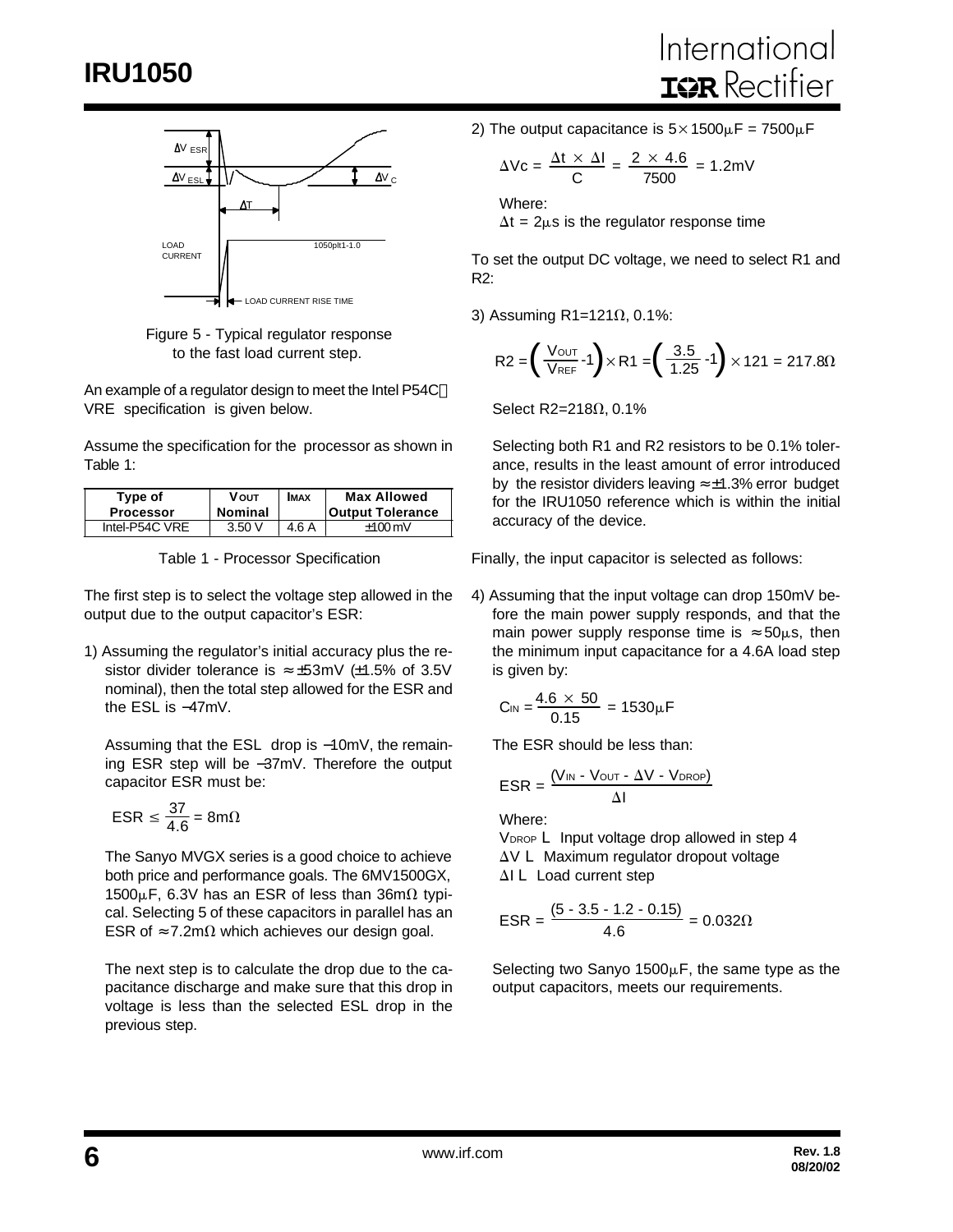Figure 5 - Typical regulator response to the fast load current step.

An example of a regulator design to meet the Intel P54C VRE specification is given below.

Assume the specification for the processor as shown in Table 1:

| Type of Processor | $V_{OUT}$ Nominal | $I_{MAX}$ | Max Allowed Output Tolerance |
|---|---|---|---|
| Intel-P54C VRE | 3.50 V | 4.6 A | ±100 mV |

Table 1 - Processor Specification

The first step is to select the voltage step allowed in the output due to the output capacitor's ESR:

1) Assuming the regulator's initial accuracy plus the resistor divider tolerance is ≈ ±53mV (±1.5% of 3.5V nominal), then the total step allowed for the ESR and the ESL is −47mV.

Assuming that the ESL drop is −10mV, the remaining ESR step will be −37mV. Therefore the output capacitor ESR must be:

$$ESR \le \frac{37}{4.6} = 8m\Omega$$

The Sanyo MVGX series is a good choice to achieve both price and performance goals. The 6MV1500GX, 1500μF, 6.3V has an ESR of less than 36mΩ typical. Selecting 5 of these capacitors in parallel has an ESR of ≈ 7.2mΩ which achieves our design goal.

The next step is to calculate the drop due to the capacitance discharge and make sure that this drop in voltage is less than the selected ESL drop in the previous step.

2) The output capacitance is $5 \times 1500\mu F = 7500\mu F$

$$\Delta Vc = \frac{\Delta t \times \Delta I}{C} = \frac{2 \times 4.6}{7500} = 1.2mV$$

Where:
$\Delta t = 2\mu s$ is the regulator response time

To set the output DC voltage, we need to select R1 and R2:

3) Assuming R1=121Ω, 0.1%:

$$R2 = \left(\frac{V_{OUT}}{V_{REF}} - 1\right) \times R1 = \left(\frac{3.5}{1.25} - 1\right) \times 121 = 217.8\Omega$$

Select R2=218Ω, 0.1%

Selecting both R1 and R2 resistors to be 0.1% tolerance, results in the least amount of error introduced by the resistor dividers leaving ≈ ±1.3% error budget for the IRU1050 reference which is within the initial accuracy of the device.

Finally, the input capacitor is selected as follows:

4) Assuming that the input voltage can drop 150mV before the main power supply responds, and that the main power supply response time is ≈ 50μs, then the minimum input capacitance for a 4.6A load step is given by:

$$C_{IN} = \frac{4.6 \times 50}{0.15} = 1530\mu F$$

The ESR should be less than:

$$ESR = \frac{(V_{IN} - V_{OUT} - \Delta V - V_{DROP})}{\Delta I}$$

Where:
$V_{DROP}$ L Input voltage drop allowed in step 4
$\Delta V$ L Maximum regulator dropout voltage
$\Delta I$ L Load current step

$$ESR = \frac{(5 - 3.5 - 1.2 - 0.15)}{4.6} = 0.032\Omega$$

Selecting two Sanyo 1500μF, the same type as the output capacitors, meets our requirements.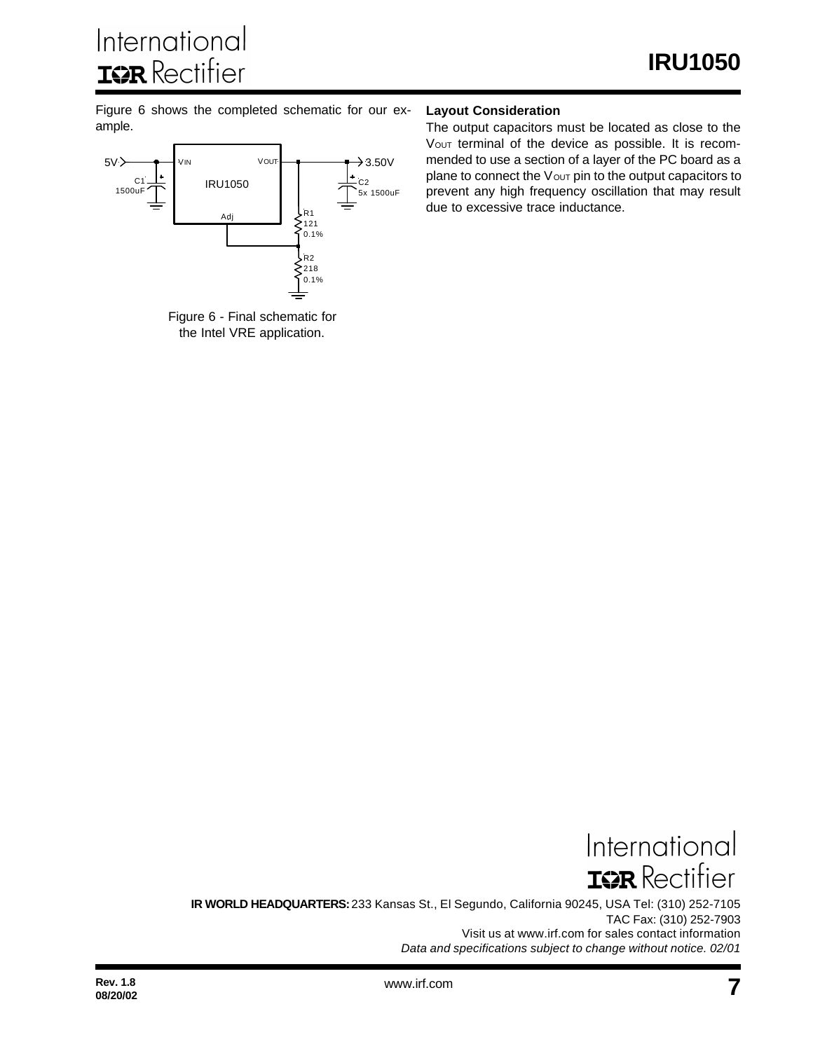Figure 6 shows the completed schematic for our example.

Figure 6 - Final schematic for the Intel VRE application.

### Layout Consideration

The output capacitors must be located as close to the $V_{OUT}$ terminal of the device as possible. It is recommended to use a section of a layer of the PC board as a plane to connect the $V_{OUT}$ pin to the output capacitors to prevent any high frequency oscillation that may result due to excessive trace inductance.

**IR WORLD HEADQUARTERS:** 233 Kansas St., El Segundo, California 90245, USA Tel: (310) 252-7105
TAC Fax: (310) 252-7903
Visit us at www.irf.com for sales contact information
*Data and specifications subject to change without notice. 02/01*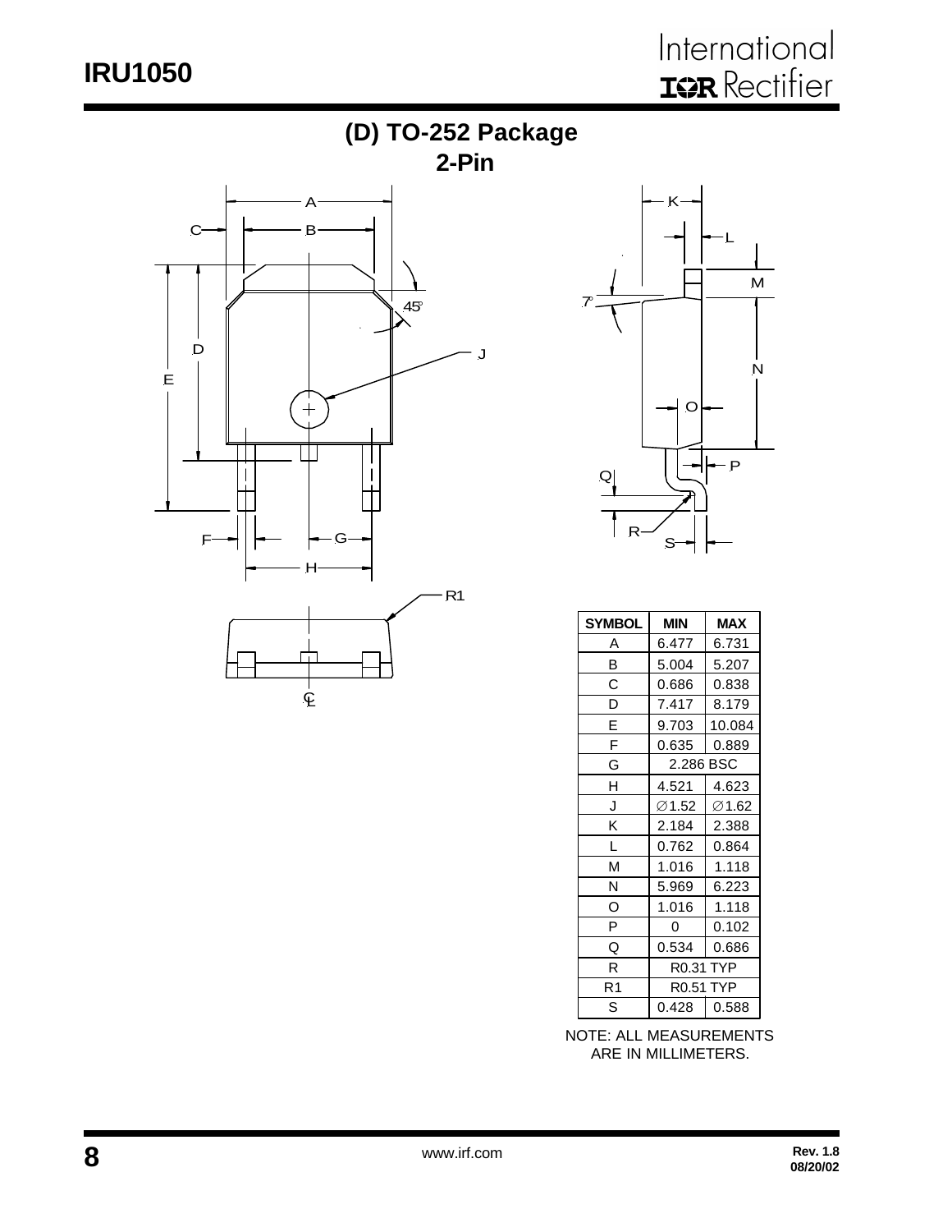# (D) TO-252 Package
## 2-Pin

| SYMBOL | MIN | MAX |
|---|---|---|
| A | 6.477 | 6.731 |
| B | 5.004 | 5.207 |
| C | 0.686 | 0.838 |
| D | 7.417 | 8.179 |
| E | 9.703 | 10.084 |
| F | 0.635 | 0.889 |
| G | 2.286 BSC | |
| H | 4.521 | 4.623 |
| J | ∅1.52 | ∅1.62 |
| K | 2.184 | 2.388 |
| L | 0.762 | 0.864 |
| M | 1.016 | 1.118 |
| N | 5.969 | 6.223 |
| O | 1.016 | 1.118 |
| P | 0 | 0.102 |
| Q | 0.534 | 0.686 |
| R | R0.31 TYP | |
| R1 | R0.51 TYP | |
| S | 0.428 | 0.588 |

NOTE: ALL MEASUREMENTS ARE IN MILLIMETERS.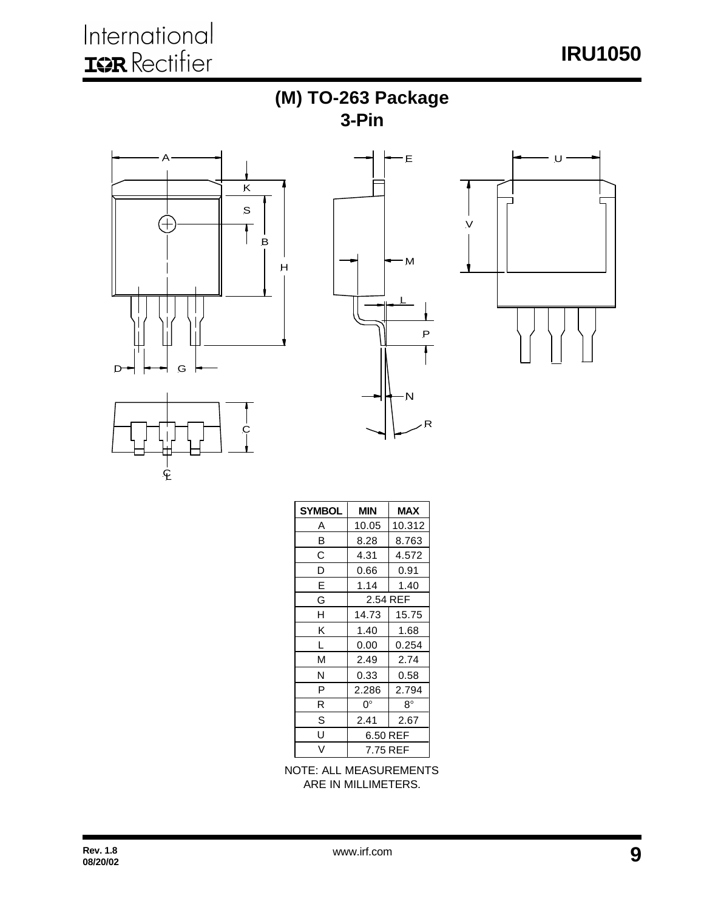# (M) TO-263 Package
## 3-Pin

| SYMBOL | MIN | MAX |
|---|---|---|
| A | 10.05 | 10.312 |
| B | 8.28 | 8.763 |
| C | 4.31 | 4.572 |
| D | 0.66 | 0.91 |
| E | 1.14 | 1.40 |
| G | 2.54 REF | |
| H | 14.73 | 15.75 |
| K | 1.40 | 1.68 |
| L | 0.00 | 0.254 |
| M | 2.49 | 2.74 |
| N | 0.33 | 0.58 |
| P | 2.286 | 2.794 |
| R | 0° | 8° |
| S | 2.41 | 2.67 |
| U | 6.50 REF | |
| V | 7.75 REF | |

NOTE: ALL MEASUREMENTS ARE IN MILLIMETERS.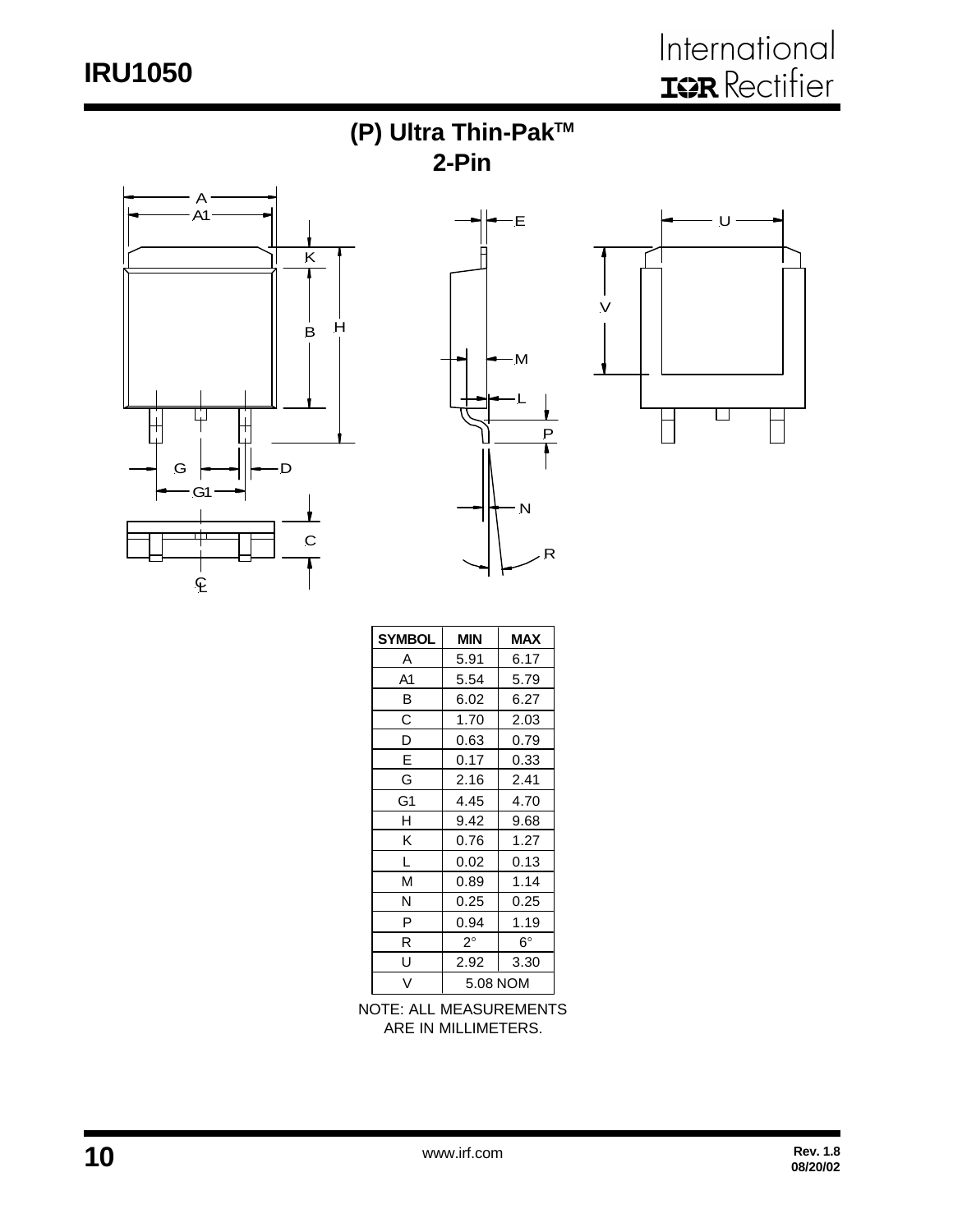## (P) Ultra Thin-Pak™ 2-Pin

| SYMBOL | MIN | MAX |
|---|---|---|
| A | 5.91 | 6.17 |
| A1 | 5.54 | 5.79 |
| B | 6.02 | 6.27 |
| C | 1.70 | 2.03 |
| D | 0.63 | 0.79 |
| E | 0.17 | 0.33 |
| G | 2.16 | 2.41 |
| G1 | 4.45 | 4.70 |
| H | 9.42 | 9.68 |
| K | 0.76 | 1.27 |
| L | 0.02 | 0.13 |
| M | 0.89 | 1.14 |
| N | 0.25 | 0.25 |
| P | 0.94 | 1.19 |
| R | 2° | 6° |
| U | 2.92 | 3.30 |
| V | 5.08 NOM | |

NOTE: ALL MEASUREMENTS ARE IN MILLIMETERS.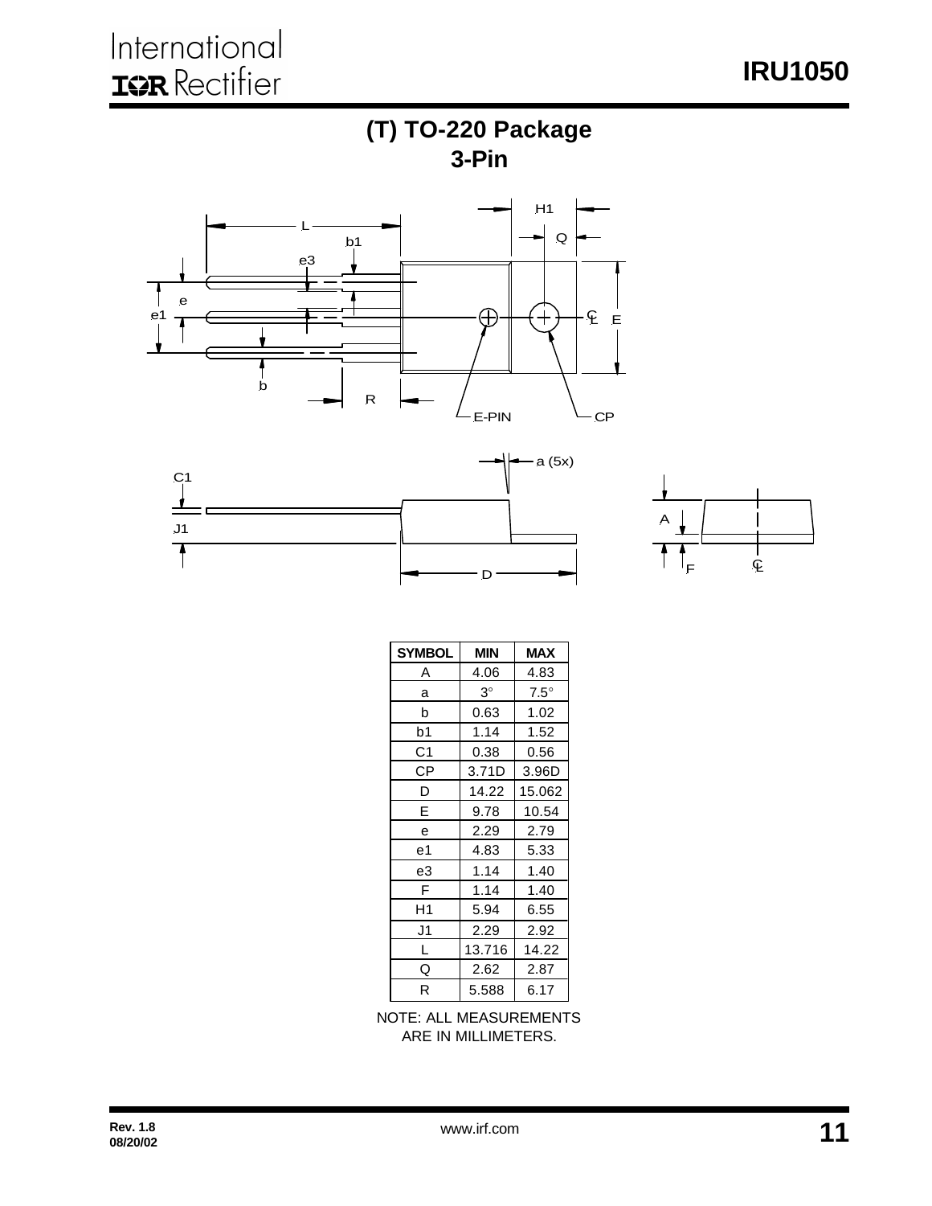# (T) TO-220 Package
## 3-Pin

| SYMBOL | MIN | MAX |
|---|---|---|
| A | 4.06 | 4.83 |
| a | 3° | 7.5° |
| b | 0.63 | 1.02 |
| b1 | 1.14 | 1.52 |
| C1 | 0.38 | 0.56 |
| CP | 3.71D | 3.96D |
| D | 14.22 | 15.062 |
| E | 9.78 | 10.54 |
| e | 2.29 | 2.79 |
| e1 | 4.83 | 5.33 |
| e3 | 1.14 | 1.40 |
| F | 1.14 | 1.40 |
| H1 | 5.94 | 6.55 |
| J1 | 2.29 | 2.92 |
| L | 13.716 | 14.22 |
| Q | 2.62 | 2.87 |
| R | 5.588 | 6.17 |

NOTE: ALL MEASUREMENTS ARE IN MILLIMETERS.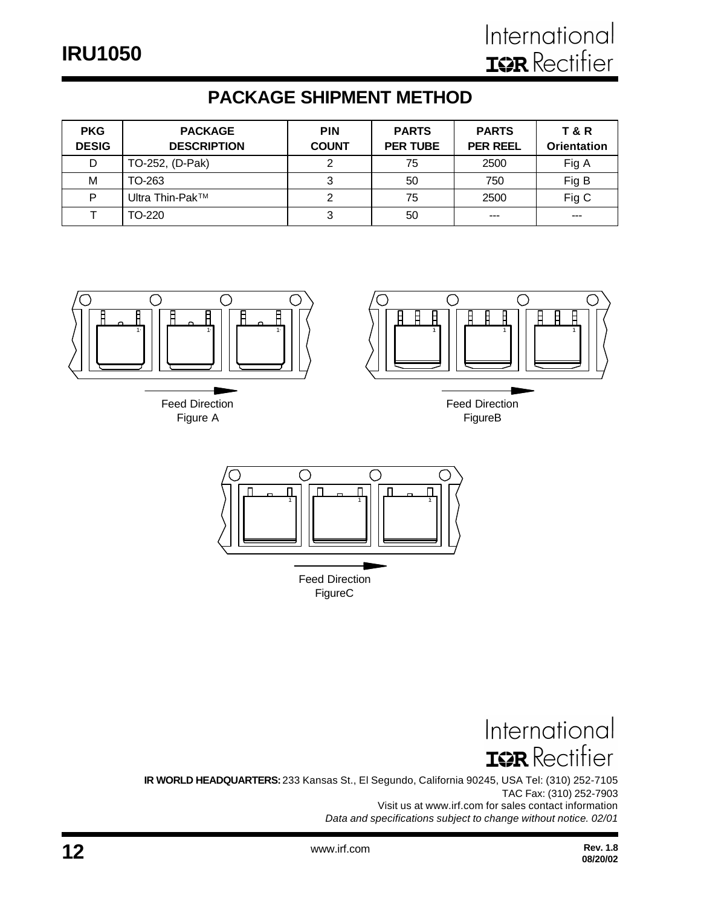## PACKAGE SHIPMENT METHOD

| PKG DESIG | PACKAGE DESCRIPTION | PIN COUNT | PARTS PER TUBE | PARTS PER REEL | T & R Orientation |
|---|---|---|---|---|---|
| D | TO-252, (D-Pak) | 2 | 75 | 2500 | Fig A |
| M | TO-263 | 3 | 50 | 750 | Fig B |
| P | Ultra Thin-Pak™ | 2 | 75 | 2500 | Fig C |
| T | TO-220 | 3 | 50 | --- | --- |

Feed Direction
Figure A

Feed Direction
FigureB

Feed Direction
FigureC

International
IOR Rectifier

**IR WORLD HEADQUARTERS:** 233 Kansas St., El Segundo, California 90245, USA Tel: (310) 252-7105
TAC Fax: (310) 252-7903
Visit us at www.irf.com for sales contact information
*Data and specifications subject to change without notice. 02/01*

Rev. 1.8
08/20/02